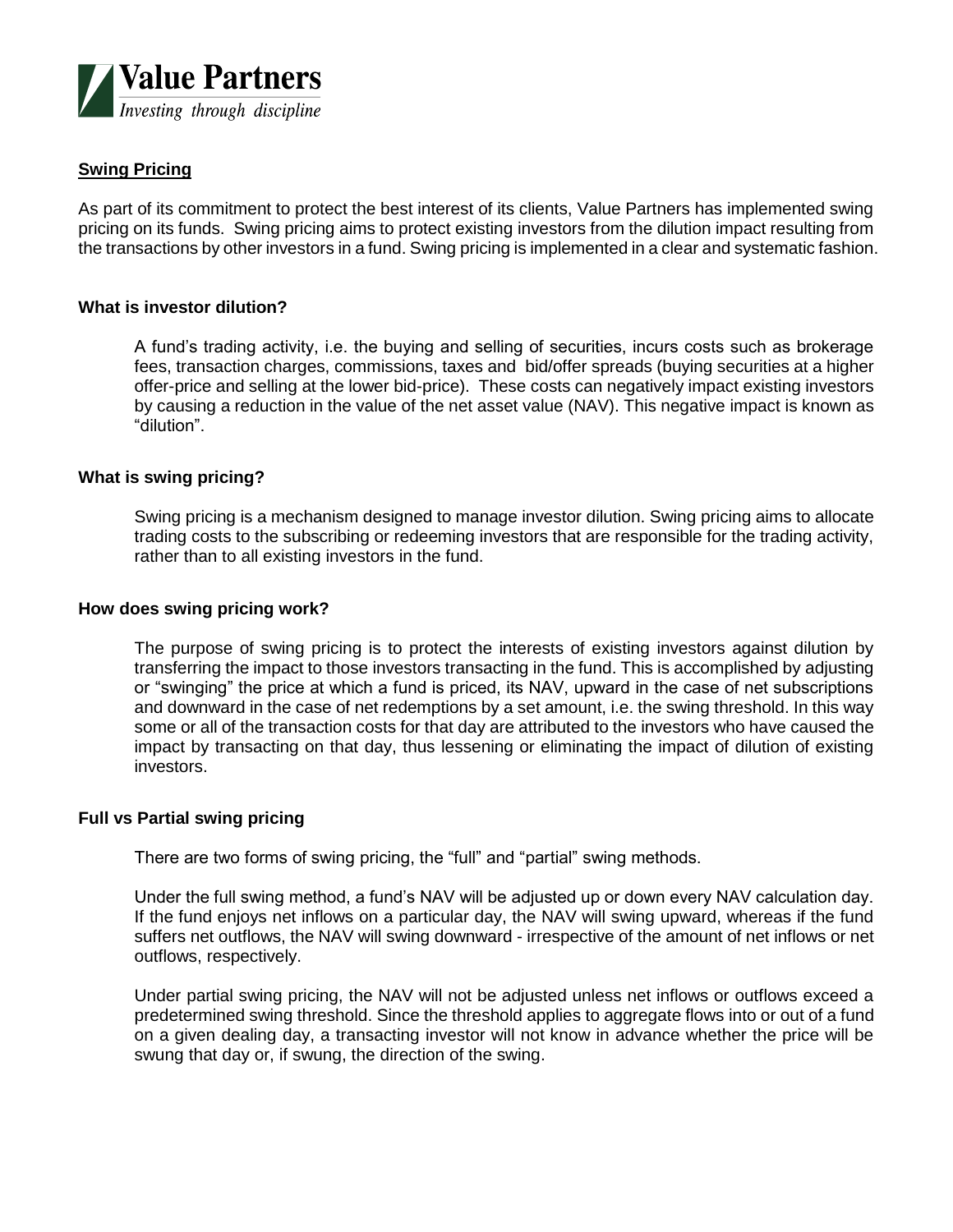# Value Partners

*Investing through discipline*

## Swing Pricing

As part of its commitment to protect the best interest of its clients, Value Partners has implemented swing pricing on its funds. Swing pricing aims to protect existing investors from the dilution impact resulting from the transactions by other investors in a fund. Swing pricing is implemented in a clear and systematic fashion.

### What is investor dilution?

A fund's trading activity, i.e. the buying and selling of securities, incurs costs such as brokerage fees, transaction charges, commissions, taxes and bid/offer spreads (buying securities at a higher offer-price and selling at the lower bid-price). These costs can negatively impact existing investors by causing a reduction in the value of the net asset value (NAV). This negative impact is known as "dilution".

### What is swing pricing?

Swing pricing is a mechanism designed to manage investor dilution. Swing pricing aims to allocate trading costs to the subscribing or redeeming investors that are responsible for the trading activity, rather than to all existing investors in the fund.

### How does swing pricing work?

The purpose of swing pricing is to protect the interests of existing investors against dilution by transferring the impact to those investors transacting in the fund. This is accomplished by adjusting or "swinging" the price at which a fund is priced, its NAV, upward in the case of net subscriptions and downward in the case of net redemptions by a set amount, i.e. the swing threshold. In this way some or all of the transaction costs for that day are attributed to the investors who have caused the impact by transacting on that day, thus lessening or eliminating the impact of dilution of existing investors.

### Full vs Partial swing pricing

There are two forms of swing pricing, the "full" and "partial" swing methods.

Under the full swing method, a fund's NAV will be adjusted up or down every NAV calculation day. If the fund enjoys net inflows on a particular day, the NAV will swing upward, whereas if the fund suffers net outflows, the NAV will swing downward - irrespective of the amount of net inflows or net outflows, respectively.

Under partial swing pricing, the NAV will not be adjusted unless net inflows or outflows exceed a predetermined swing threshold. Since the threshold applies to aggregate flows into or out of a fund on a given dealing day, a transacting investor will not know in advance whether the price will be swung that day or, if swung, the direction of the swing.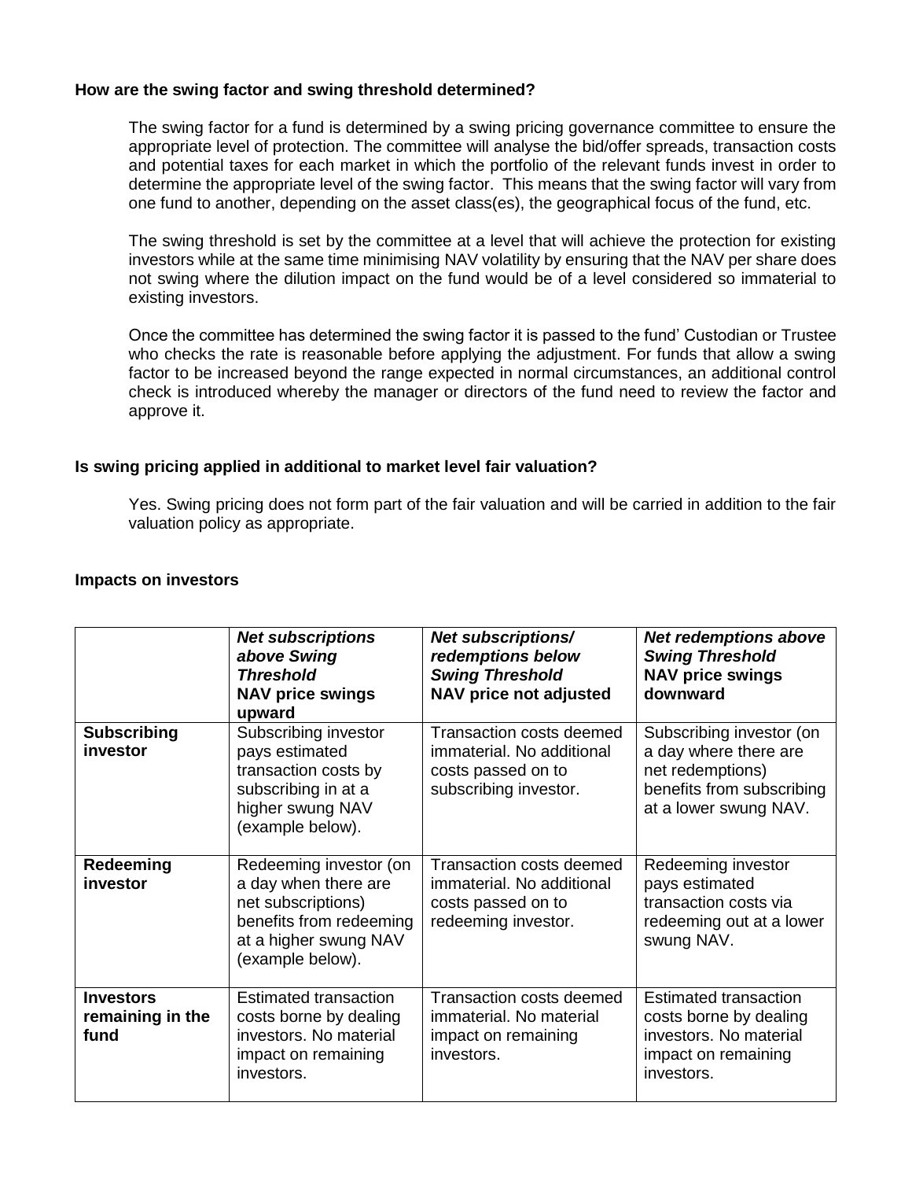### How are the swing factor and swing threshold determined?

The swing factor for a fund is determined by a swing pricing governance committee to ensure the appropriate level of protection. The committee will analyse the bid/offer spreads, transaction costs and potential taxes for each market in which the portfolio of the relevant funds invest in order to determine the appropriate level of the swing factor. This means that the swing factor will vary from one fund to another, depending on the asset class(es), the geographical focus of the fund, etc.

The swing threshold is set by the committee at a level that will achieve the protection for existing investors while at the same time minimising NAV volatility by ensuring that the NAV per share does not swing where the dilution impact on the fund would be of a level considered so immaterial to existing investors.

Once the committee has determined the swing factor it is passed to the fund' Custodian or Trustee who checks the rate is reasonable before applying the adjustment. For funds that allow a swing factor to be increased beyond the range expected in normal circumstances, an additional control check is introduced whereby the manager or directors of the fund need to review the factor and approve it.

### Is swing pricing applied in additional to market level fair valuation?

Yes. Swing pricing does not form part of the fair valuation and will be carried in addition to the fair valuation policy as appropriate.

### Impacts on investors

| | ***Net subscriptions above Swing Threshold*** **NAV price swings upward** | ***Net subscriptions/ redemptions below Swing Threshold*** **NAV price not adjusted** | ***Net redemptions above Swing Threshold*** **NAV price swings downward** |
|---|---|---|---|
| **Subscribing investor** | Subscribing investor pays estimated transaction costs by subscribing in at a higher swung NAV (example below). | Transaction costs deemed immaterial. No additional costs passed on to subscribing investor. | Subscribing investor (on a day where there are net redemptions) benefits from subscribing at a lower swung NAV. |
| **Redeeming investor** | Redeeming investor (on a day when there are net subscriptions) benefits from redeeming at a higher swung NAV (example below). | Transaction costs deemed immaterial. No additional costs passed on to redeeming investor. | Redeeming investor pays estimated transaction costs via redeeming out at a lower swung NAV. |
| **Investors remaining in the fund** | Estimated transaction costs borne by dealing investors. No material impact on remaining investors. | Transaction costs deemed immaterial. No material impact on remaining investors. | Estimated transaction costs borne by dealing investors. No material impact on remaining investors. |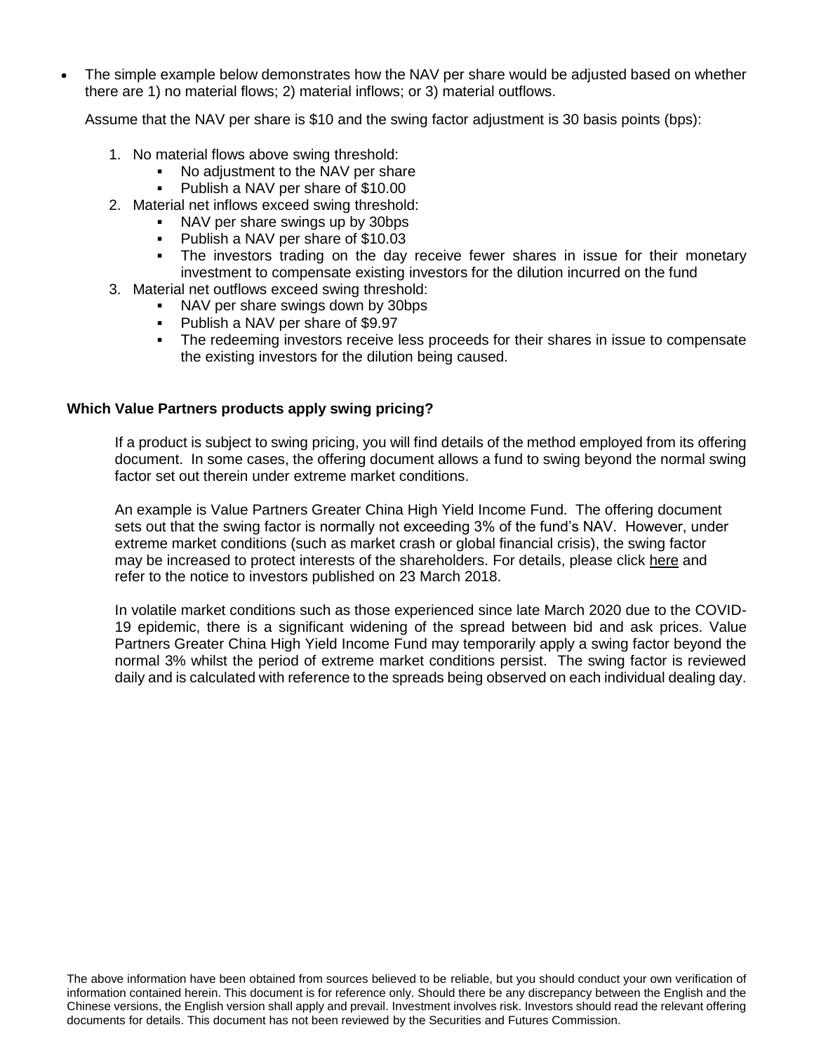- The simple example below demonstrates how the NAV per share would be adjusted based on whether there are 1) no material flows; 2) material inflows; or 3) material outflows.

  Assume that the NAV per share is $10 and the swing factor adjustment is 30 basis points (bps):

  1. No material flows above swing threshold:
     - No adjustment to the NAV per share
     - Publish a NAV per share of $10.00
  2. Material net inflows exceed swing threshold:
     - NAV per share swings up by 30bps
     - Publish a NAV per share of $10.03
     - The investors trading on the day receive fewer shares in issue for their monetary investment to compensate existing investors for the dilution incurred on the fund
  3. Material net outflows exceed swing threshold:
     - NAV per share swings down by 30bps
     - Publish a NAV per share of $9.97
     - The redeeming investors receive less proceeds for their shares in issue to compensate the existing investors for the dilution being caused.

**Which Value Partners products apply swing pricing?**

If a product is subject to swing pricing, you will find details of the method employed from its offering document. In some cases, the offering document allows a fund to swing beyond the normal swing factor set out therein under extreme market conditions.

An example is Value Partners Greater China High Yield Income Fund. The offering document sets out that the swing factor is normally not exceeding 3% of the fund's NAV. However, under extreme market conditions (such as market crash or global financial crisis), the swing factor may be increased to protect interests of the shareholders. For details, please click here and refer to the notice to investors published on 23 March 2018.

In volatile market conditions such as those experienced since late March 2020 due to the COVID-19 epidemic, there is a significant widening of the spread between bid and ask prices. Value Partners Greater China High Yield Income Fund may temporarily apply a swing factor beyond the normal 3% whilst the period of extreme market conditions persist. The swing factor is reviewed daily and is calculated with reference to the spreads being observed on each individual dealing day.

The above information have been obtained from sources believed to be reliable, but you should conduct your own verification of information contained herein. This document is for reference only. Should there be any discrepancy between the English and the Chinese versions, the English version shall apply and prevail. Investment involves risk. Investors should read the relevant offering documents for details. This document has not been reviewed by the Securities and Futures Commission.